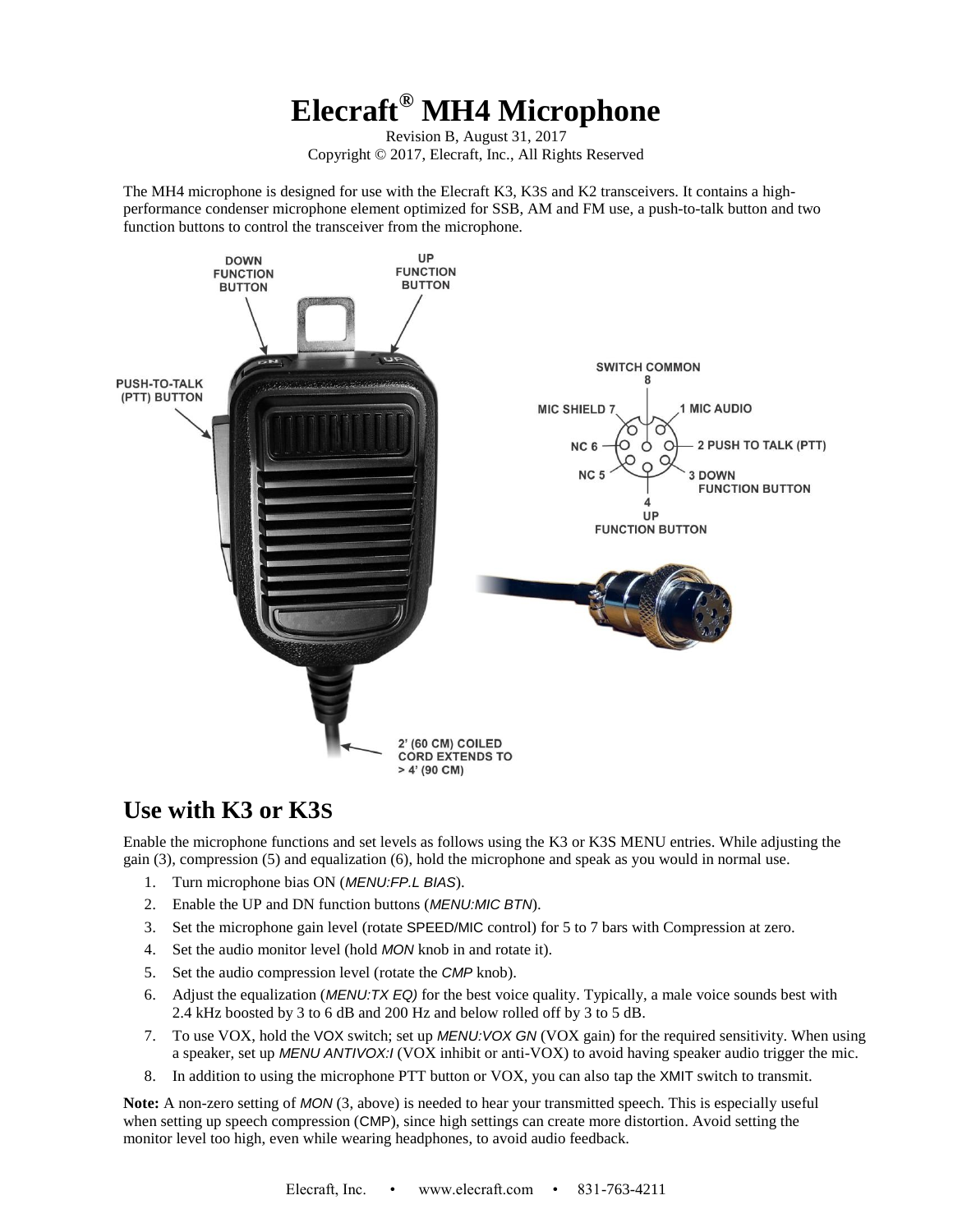# Elecraft® MH4 Microphone

Revision B, August 31, 2017
Copyright © 2017, Elecraft, Inc., All Rights Reserved

The MH4 microphone is designed for use with the Elecraft K3, K3S and K2 transceivers. It contains a high-performance condenser microphone element optimized for SSB, AM and FM use, a push-to-talk button and two function buttons to control the transceiver from the microphone.

DOWN FUNCTION BUTTON

UP FUNCTION BUTTON

PUSH-TO-TALK (PTT) BUTTON

SWITCH COMMON 8

MIC SHIELD 7

1 MIC AUDIO

NC 6

2 PUSH TO TALK (PTT)

NC 5

3 DOWN FUNCTION BUTTON

4 UP FUNCTION BUTTON

2' (60 CM) COILED CORD EXTENDS TO > 4' (90 CM)

## Use with K3 or K3S

Enable the microphone functions and set levels as follows using the K3 or K3S MENU entries. While adjusting the gain (3), compression (5) and equalization (6), hold the microphone and speak as you would in normal use.

1. Turn microphone bias ON (*MENU:FP.L BIAS*).
2. Enable the UP and DN function buttons (*MENU:MIC BTN*).
3. Set the microphone gain level (rotate SPEED/MIC control) for 5 to 7 bars with Compression at zero.
4. Set the audio monitor level (hold *MON* knob in and rotate it).
5. Set the audio compression level (rotate the *CMP* knob).
6. Adjust the equalization (*MENU:TX EQ)* for the best voice quality. Typically, a male voice sounds best with 2.4 kHz boosted by 3 to 6 dB and 200 Hz and below rolled off by 3 to 5 dB.
7. To use VOX, hold the VOX switch; set up *MENU:VOX GN* (VOX gain) for the required sensitivity. When using a speaker, set up *MENU ANTIVOX:I* (VOX inhibit or anti-VOX) to avoid having speaker audio trigger the mic.
8. In addition to using the microphone PTT button or VOX, you can also tap the XMIT switch to transmit.

**Note:** A non-zero setting of *MON* (3, above) is needed to hear your transmitted speech. This is especially useful when setting up speech compression (CMP), since high settings can create more distortion. Avoid setting the monitor level too high, even while wearing headphones, to avoid audio feedback.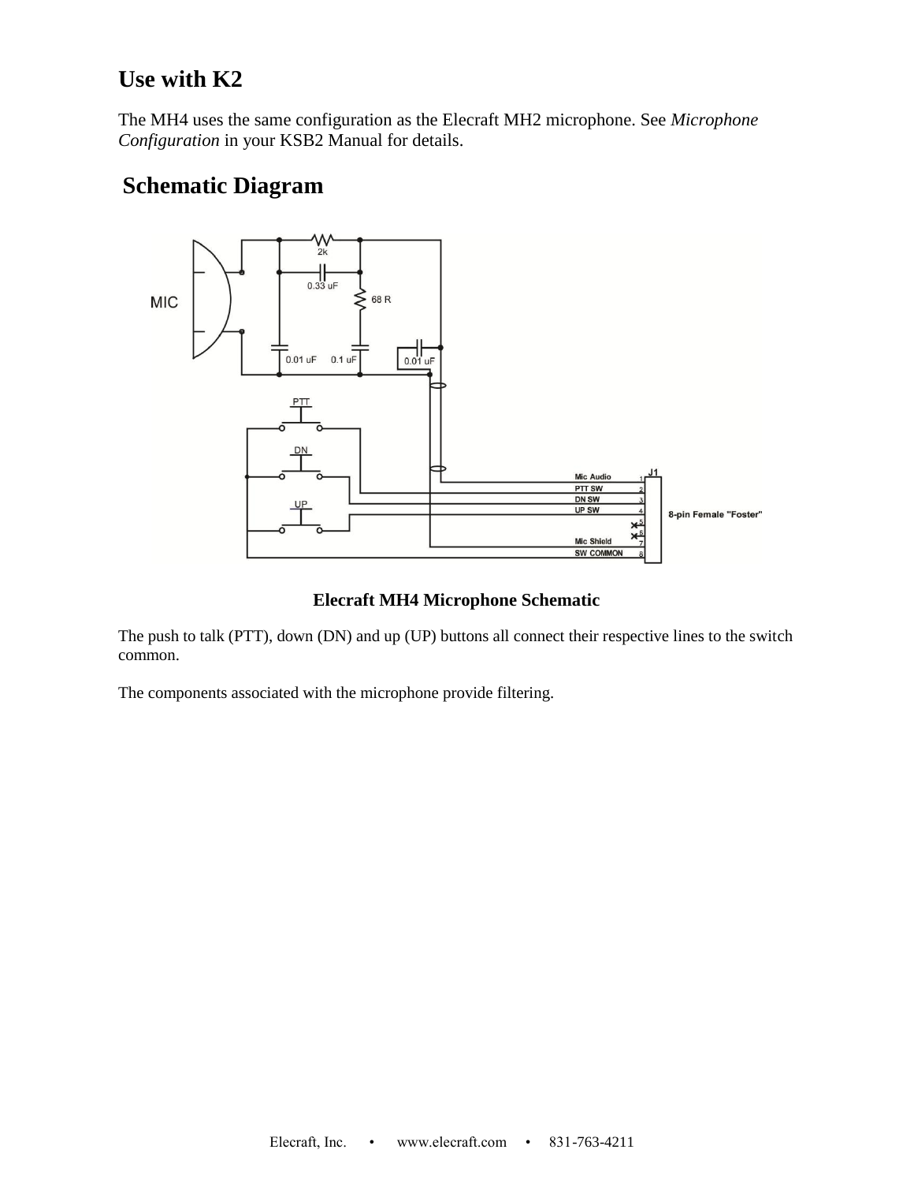## Use with K2

The MH4 uses the same configuration as the Elecraft MH2 microphone. See *Microphone Configuration* in your KSB2 Manual for details.

## Schematic Diagram

MIC

2k

0.33 uF

68 R

0.01 uF

0.1 uF

0.01 uF

PTT

DN

UP

J1

Mic Audio 1

PTT SW 2

DN SW 3

UP SW 4

5

6

Mic Shield 7

SW COMMON 8

8-pin Female "Foster"

**Elecraft MH4 Microphone Schematic**

The push to talk (PTT), down (DN) and up (UP) buttons all connect their respective lines to the switch common.

The components associated with the microphone provide filtering.